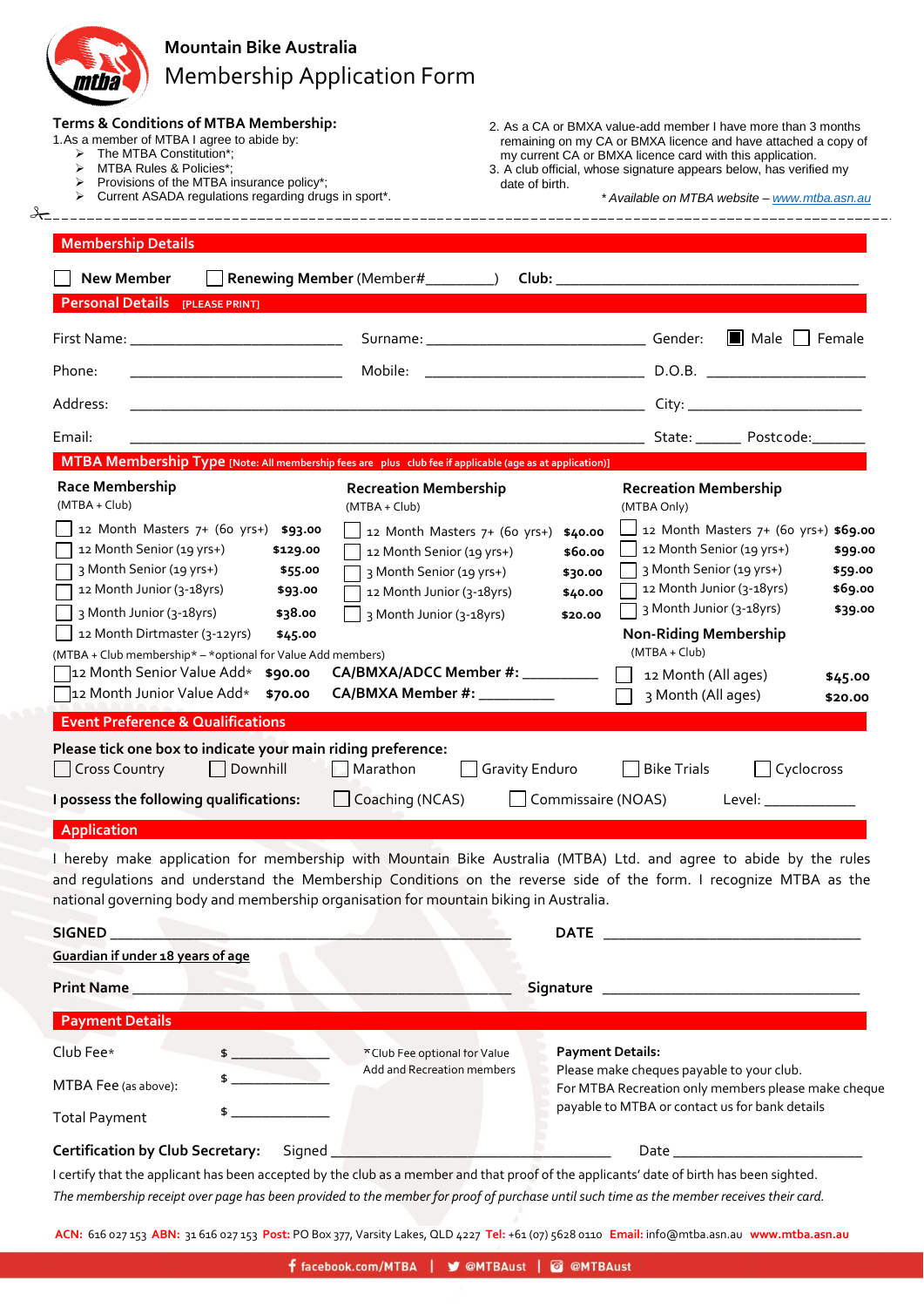# Mountain Bike Australia
## Membership Application Form

**Terms & Conditions of MTBA Membership:**

1. As a member of MTBA I agree to abide by:
   - The MTBA Constitution*;
   - MTBA Rules & Policies*;
   - Provisions of the MTBA insurance policy*;
   - Current ASADA regulations regarding drugs in sport*.
2. As a CA or BMXA value-add member I have more than 3 months remaining on my CA or BMXA licence and have attached a copy of my current CA or BMXA licence card with this application.
3. A club official, whose signature appears below, has verified my date of birth.

*\* Available on MTBA website – www.mtba.asn.au*

---

## Membership Details

☐ **New Member** ☐ **Renewing Member** (Member#_________) **Club:** ___________________________________________

## Personal Details [PLEASE PRINT]

First Name: ______________________ Surname: ______________________ Gender: ☒ Male ☐ Female

Phone: ______________________ Mobile: ______________________ D.O.B. __________________

Address: ____________________________________________________ City: ____________________

Email: ____________________________________________________ State: ______ Postcode:_______

## MTBA Membership Type [Note: All membership fees are plus club fee if applicable (age as at application)]

**Race Membership**
(MTBA + Club)

- ☐ 12 Month Masters 7+ (60 yrs+) **$93.00**
- ☐ 12 Month Senior (19 yrs+) **$129.00**
- ☐ 3 Month Senior (19 yrs+) **$55.00**
- ☐ 12 Month Junior (3-18yrs) **$93.00**
- ☐ 3 Month Junior (3-18yrs) **$38.00**
- ☐ 12 Month Dirtmaster (3-12yrs) **$45.00**

**Recreation Membership**
(MTBA + Club)

- ☐ 12 Month Masters 7+ (60 yrs+) **$40.00**
- ☐ 12 Month Senior (19 yrs+) **$60.00**
- ☐ 3 Month Senior (19 yrs+) **$30.00**
- ☐ 12 Month Junior (3-18yrs) **$40.00**
- ☐ 3 Month Junior (3-18yrs) **$20.00**

**Recreation Membership**
(MTBA Only)

- ☐ 12 Month Masters 7+ (60 yrs+) **$69.00**
- ☐ 12 Month Senior (19 yrs+) **$99.00**
- ☐ 3 Month Senior (19 yrs+) **$59.00**
- ☐ 12 Month Junior (3-18yrs) **$69.00**
- ☐ 3 Month Junior (3-18yrs) **$39.00**

(MTBA + Club membership* – *optional for Value Add members)

- ☐ 12 Month Senior Value Add* **$90.00** **CA/BMXA/ADCC Member #:** __________
- ☐ 12 Month Junior Value Add* **$70.00** **CA/BMXA Member #:** __________

**Non-Riding Membership**
(MTBA + Club)

- ☐ 12 Month (All ages) **$45.00**
- ☐ 3 Month (All ages) **$20.00**

## Event Preference & Qualifications

**Please tick one box to indicate your main riding preference:**

☐ Cross Country ☐ Downhill ☐ Marathon ☐ Gravity Enduro ☐ Bike Trials ☐ Cyclocross

**I possess the following qualifications:** ☐ Coaching (NCAS) ☐ Commissaire (NOAS) Level: ____________

## Application

I hereby make application for membership with Mountain Bike Australia (MTBA) Ltd. and agree to abide by the rules and regulations and understand the Membership Conditions on the reverse side of the form. I recognize MTBA as the national governing body and membership organisation for mountain biking in Australia.

**SIGNED** ______________________________________ **DATE** ______________________________

**Guardian if under 18 years of age**

**Print Name** __________________________________ **Signature** ___________________________

## Payment Details

Club Fee* $ ____________

MTBA Fee (as above): $ ____________

Total Payment $ ____________

*Club Fee optional for Value Add and Recreation members

**Payment Details:**
Please make cheques payable to your club.
For MTBA Recreation only members please make cheque payable to MTBA or contact us for bank details

**Certification by Club Secretary:** Signed ______________________________ Date ____________________

I certify that the applicant has been accepted by the club as a member and that proof of the applicants' date of birth has been sighted.

*The membership receipt over page has been provided to the member for proof of purchase until such time as the member receives their card.*

**ACN:** 616 027 153 **ABN:** 31 616 027 153 **Post:** PO Box 377, Varsity Lakes, QLD 4227 **Tel:** +61 (07) 5628 0110 **Email:** info@mtba.asn.au **www.mtba.asn.au**

facebook.com/MTBA | @MTBAust | @MTBAust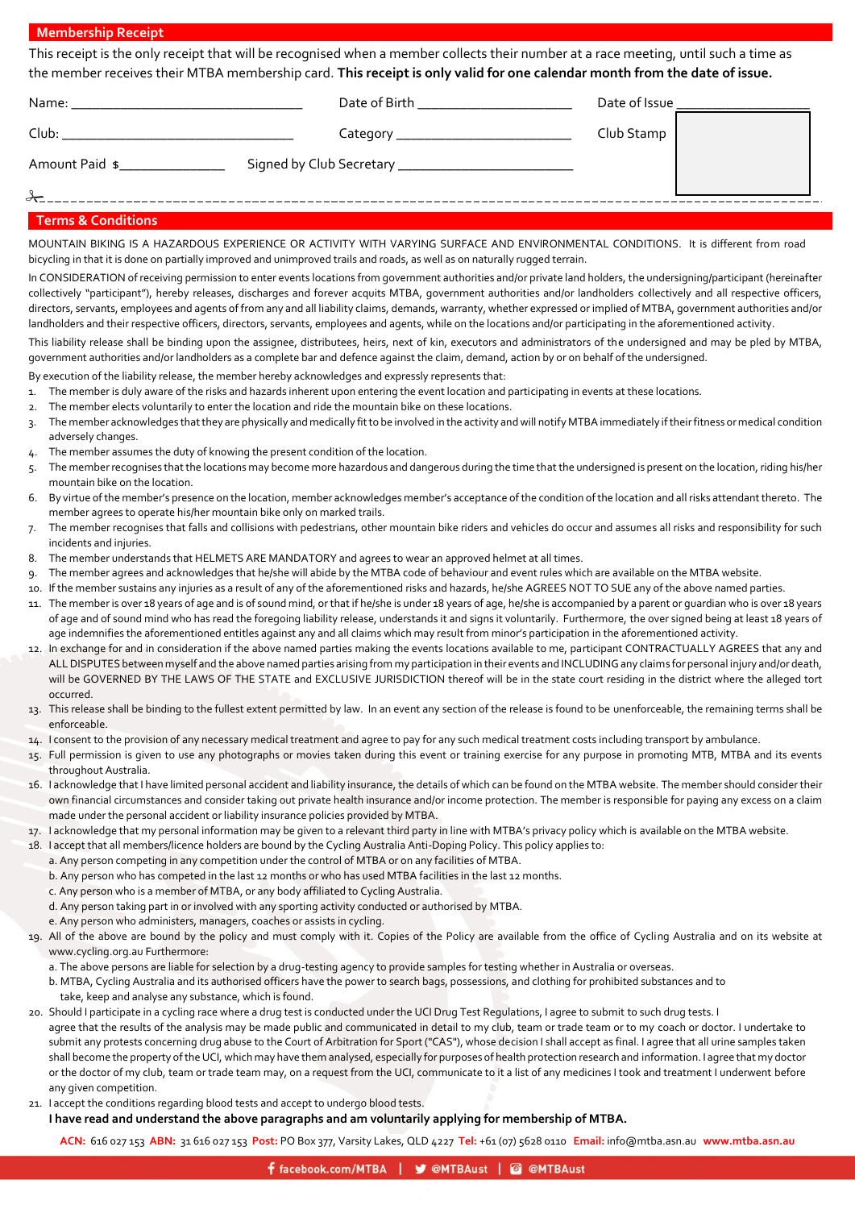## Membership Receipt

This receipt is the only receipt that will be recognised when a member collects their number at a race meeting, until such a time as the member receives their MTBA membership card. **This receipt is only valid for one calendar month from the date of issue.**

Name: ______________________________ Date of Birth ____________________ Date of Issue ________________

Club: ______________________________ Category ________________________ Club Stamp

Amount Paid $______________ Signed by Club Secretary ______________________

✂-----------------------------------------------------------------------------------------------

## Terms & Conditions

MOUNTAIN BIKING IS A HAZARDOUS EXPERIENCE OR ACTIVITY WITH VARYING SURFACE AND ENVIRONMENTAL CONDITIONS. It is different from road bicycling in that it is done on partially improved and unimproved trails and roads, as well as on naturally rugged terrain.

In CONSIDERATION of receiving permission to enter events locations from government authorities and/or private land holders, the undersigning/participant (hereinafter collectively "participant"), hereby releases, discharges and forever acquits MTBA, government authorities and/or landholders collectively and all respective officers, directors, servants, employees and agents of from any and all liability claims, demands, warranty, whether expressed or implied of MTBA, government authorities and/or landholders and their respective officers, directors, servants, employees and agents, while on the locations and/or participating in the aforementioned activity.

This liability release shall be binding upon the assignee, distributees, heirs, next of kin, executors and administrators of the undersigned and may be pled by MTBA, government authorities and/or landholders as a complete bar and defence against the claim, demand, action by or on behalf of the undersigned.

By execution of the liability release, the member hereby acknowledges and expressly represents that:

1. The member is duly aware of the risks and hazards inherent upon entering the event location and participating in events at these locations.
2. The member elects voluntarily to enter the location and ride the mountain bike on these locations.
3. The member acknowledges that they are physically and medically fit to be involved in the activity and will notify MTBA immediately if their fitness or medical condition adversely changes.
4. The member assumes the duty of knowing the present condition of the location.
5. The member recognises that the locations may become more hazardous and dangerous during the time that the undersigned is present on the location, riding his/her mountain bike on the location.
6. By virtue of the member's presence on the location, member acknowledges member's acceptance of the condition of the location and all risks attendant thereto. The member agrees to operate his/her mountain bike only on marked trails.
7. The member recognises that falls and collisions with pedestrians, other mountain bike riders and vehicles do occur and assumes all risks and responsibility for such incidents and injuries.
8. The member understands that HELMETS ARE MANDATORY and agrees to wear an approved helmet at all times.
9. The member agrees and acknowledges that he/she will abide by the MTBA code of behaviour and event rules which are available on the MTBA website.
10. If the member sustains any injuries as a result of any of the aforementioned risks and hazards, he/she AGREES NOT TO SUE any of the above named parties.
11. The member is over 18 years of age and is of sound mind, or that if he/she is under 18 years of age, he/she is accompanied by a parent or guardian who is over 18 years of age and of sound mind who has read the foregoing liability release, understands it and signs it voluntarily. Furthermore, the over signed being at least 18 years of age indemnifies the aforementioned entitles against any and all claims which may result from minor's participation in the aforementioned activity.
12. In exchange for and in consideration if the above named parties making the events locations available to me, participant CONTRACTUALLY AGREES that any and ALL DISPUTES between myself and the above named parties arising from my participation in their events and INCLUDING any claims for personal injury and/or death, will be GOVERNED BY THE LAWS OF THE STATE and EXCLUSIVE JURISDICTION thereof will be in the state court residing in the district where the alleged tort occurred.
13. This release shall be binding to the fullest extent permitted by law. In an event any section of the release is found to be unenforceable, the remaining terms shall be enforceable.
14. I consent to the provision of any necessary medical treatment and agree to pay for any such medical treatment costs including transport by ambulance.
15. Full permission is given to use any photographs or movies taken during this event or training exercise for any purpose in promoting MTB, MTBA and its events throughout Australia.
16. I acknowledge that I have limited personal accident and liability insurance, the details of which can be found on the MTBA website. The member should consider their own financial circumstances and consider taking out private health insurance and/or income protection. The member is responsible for paying any excess on a claim made under the personal accident or liability insurance policies provided by MTBA.
17. I acknowledge that my personal information may be given to a relevant third party in line with MTBA's privacy policy which is available on the MTBA website.
18. I accept that all members/licence holders are bound by the Cycling Australia Anti-Doping Policy. This policy applies to:
    a. Any person competing in any competition under the control of MTBA or on any facilities of MTBA.
    b. Any person who has competed in the last 12 months or who has used MTBA facilities in the last 12 months.
    c. Any person who is a member of MTBA, or any body affiliated to Cycling Australia.
    d. Any person taking part in or involved with any sporting activity conducted or authorised by MTBA.
    e. Any person who administers, managers, coaches or assists in cycling.
19. All of the above are bound by the policy and must comply with it. Copies of the Policy are available from the office of Cycling Australia and on its website at www.cycling.org.au Furthermore:
    a. The above persons are liable for selection by a drug-testing agency to provide samples for testing whether in Australia or overseas.
    b. MTBA, Cycling Australia and its authorised officers have the power to search bags, possessions, and clothing for prohibited substances and to take, keep and analyse any substance, which is found.
20. Should I participate in a cycling race where a drug test is conducted under the UCI Drug Test Regulations, I agree to submit to such drug tests. I agree that the results of the analysis may be made public and communicated in detail to my club, team or trade team or to my coach or doctor. I undertake to submit any protests concerning drug abuse to the Court of Arbitration for Sport ("CAS"), whose decision I shall accept as final. I agree that all urine samples taken shall become the property of the UCI, which may have them analysed, especially for purposes of health protection research and information. I agree that my doctor or the doctor of my club, team or trade team may, on a request from the UCI, communicate to it a list of any medicines I took and treatment I underwent before any given competition.
21. I accept the conditions regarding blood tests and accept to undergo blood tests.

**I have read and understand the above paragraphs and am voluntarily applying for membership of MTBA.**

**ACN:** 616 027 153 **ABN:** 31 616 027 153 **Post:** PO Box 377, Varsity Lakes, QLD 4227 **Tel:** +61 (07) 5628 0110 **Email:** info@mtba.asn.au **www.mtba.asn.au**

facebook.com/MTBA | @MTBAust | @MTBAust